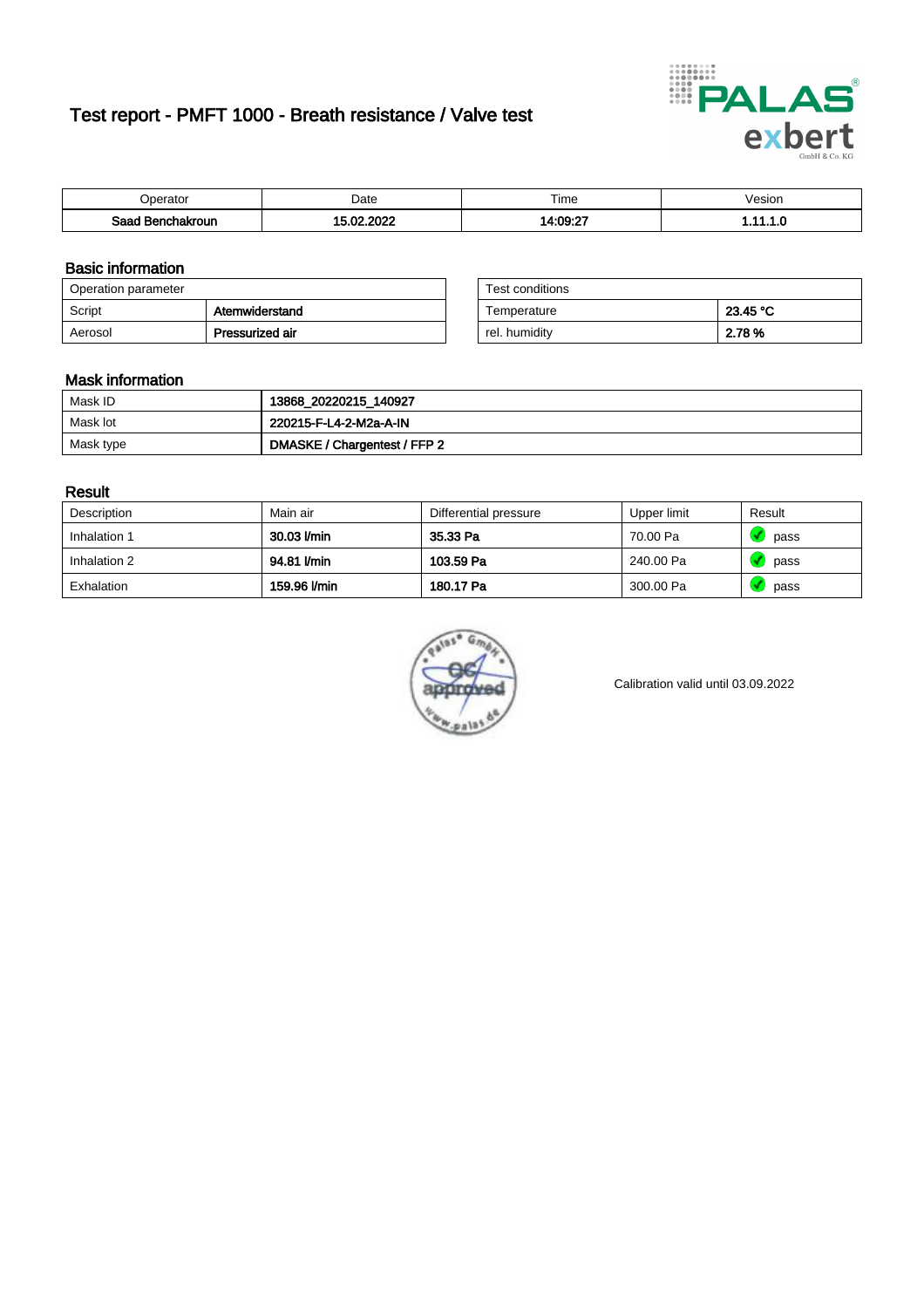# Test report - PMFT 1000 - Breath resistance / Valve test

| Operator | Date | Time | Vesion |
|---|---|---|---|
| **Saad Benchakroun** | **15.02.2022** | **14:09:27** | **1.11.1.0** |

## Basic information

| Operation parameter | |
|---|---|
| Script | **Atemwiderstand** |
| Aerosol | **Pressurized air** |

| Test conditions | |
|---|---|
| Temperature | **23.45 °C** |
| rel. humidity | **2.78 %** |

## Mask information

| | |
|---|---|
| Mask ID | **13868_20220215_140927** |
| Mask lot | **220215-F-L4-2-M2a-A-IN** |
| Mask type | **DMASKE / Chargentest / FFP 2** |

## Result

| Description | Main air | Differential pressure | Upper limit | Result |
|---|---|---|---|---|
| Inhalation 1 | **30.03 l/min** | **35.33 Pa** | 70.00 Pa | pass |
| Inhalation 2 | **94.81 l/min** | **103.59 Pa** | 240.00 Pa | pass |
| Exhalation | **159.96 l/min** | **180.17 Pa** | 300.00 Pa | pass |

Calibration valid until 03.09.2022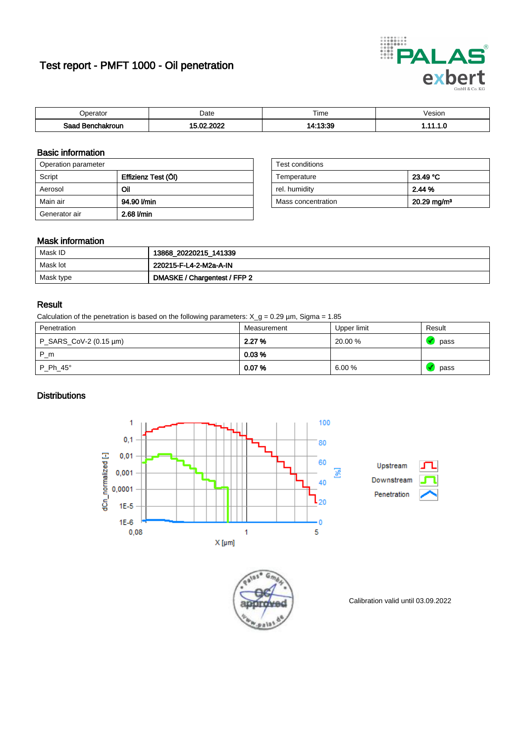# Test report - PMFT 1000 - Oil penetration

| Operator | Date | Time | Vesion |
|---|---|---|---|
| Saad Benchakroun | 15.02.2022 | 14:13:39 | 1.11.1.0 |

## Basic information

| Operation parameter | |
|---|---|
| Script | Effizienz Test (Öl) |
| Aerosol | Oil |
| Main air | 94.90 l/min |
| Generator air | 2.68 l/min |

| Test conditions | |
|---|---|
| Temperature | 23.49 °C |
| rel. humidity | 2.44 % |
| Mass concentration | 20.29 mg/m³ |

## Mask information

| | |
|---|---|
| Mask ID | 13868_20220215_141339 |
| Mask lot | 220215-F-L4-2-M2a-A-IN |
| Mask type | DMASKE / Chargentest / FFP 2 |

## Result

Calculation of the penetration is based on the following parameters: X_g = 0.29 µm, Sigma = 1.85

| Penetration | Measurement | Upper limit | Result |
|---|---|---|---|
| P_SARS_CoV-2 (0.15 µm) | 2.27 % | 20.00 % | pass |
| P_m | 0.03 % | | |
| P_Ph_45° | 0.07 % | 6.00 % | pass |

## Distributions

dCn_normalized [-]
1
0,1
0,01
0,001
0,0001
1E-5
1E-6
0,08
1
5
X [µm]
[%]
100
80
60
40
20
0
Upstream
Downstream
Penetration

Palas® GmbH
QC approved
www.palas.de

Calibration valid until 03.09.2022